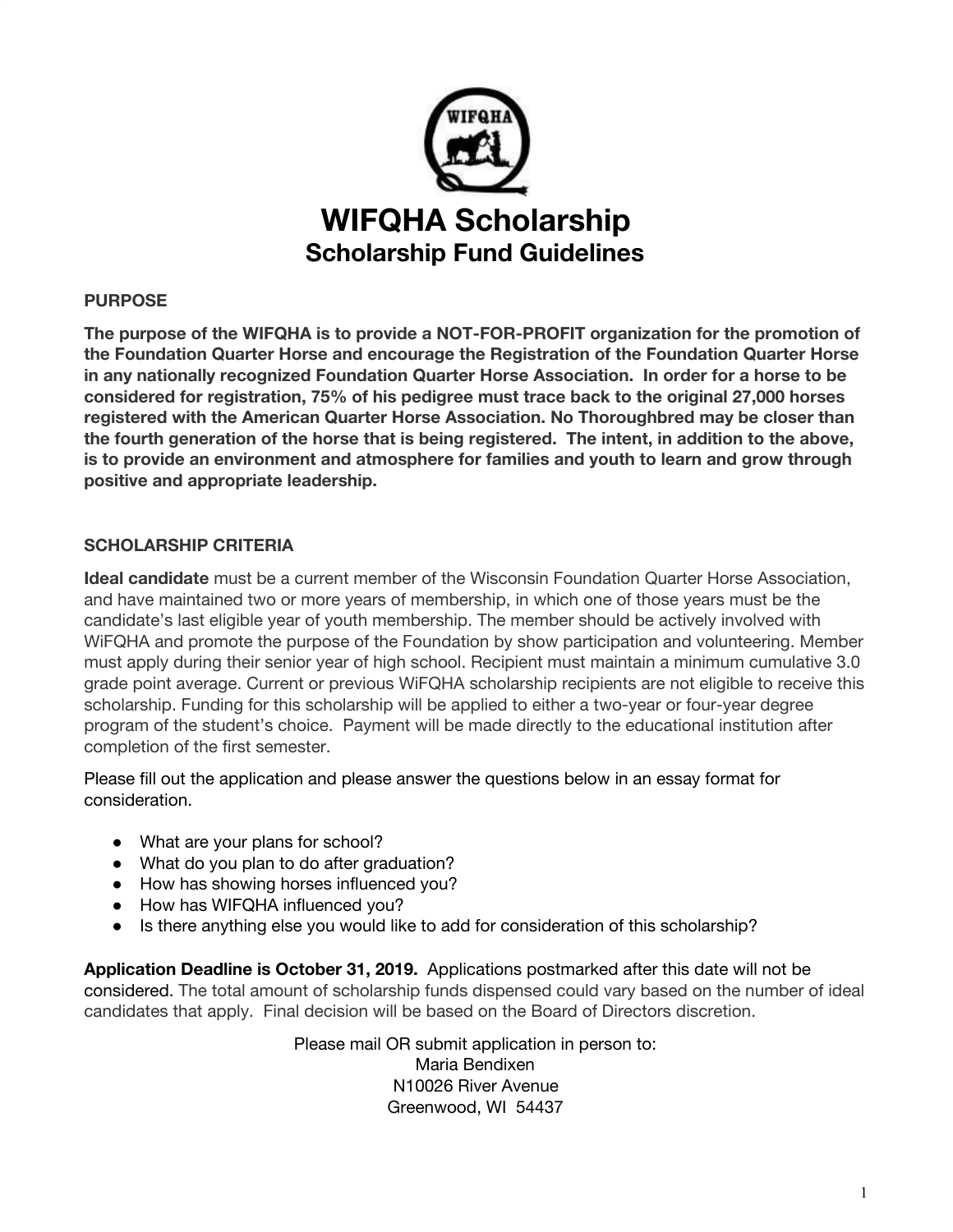# WIFQHA Scholarship

## Scholarship Fund Guidelines

**PURPOSE**

**The purpose of the WIFQHA is to provide a NOT-FOR-PROFIT organization for the promotion of the Foundation Quarter Horse and encourage the Registration of the Foundation Quarter Horse in any nationally recognized Foundation Quarter Horse Association. In order for a horse to be considered for registration, 75% of his pedigree must trace back to the original 27,000 horses registered with the American Quarter Horse Association. No Thoroughbred may be closer than the fourth generation of the horse that is being registered. The intent, in addition to the above, is to provide an environment and atmosphere for families and youth to learn and grow through positive and appropriate leadership.**

**SCHOLARSHIP CRITERIA**

**Ideal candidate** must be a current member of the Wisconsin Foundation Quarter Horse Association, and have maintained two or more years of membership, in which one of those years must be the candidate's last eligible year of youth membership. The member should be actively involved with WiFQHA and promote the purpose of the Foundation by show participation and volunteering. Member must apply during their senior year of high school. Recipient must maintain a minimum cumulative 3.0 grade point average. Current or previous WiFQHA scholarship recipients are not eligible to receive this scholarship. Funding for this scholarship will be applied to either a two-year or four-year degree program of the student's choice. Payment will be made directly to the educational institution after completion of the first semester.

Please fill out the application and please answer the questions below in an essay format for consideration.

- What are your plans for school?
- What do you plan to do after graduation?
- How has showing horses influenced you?
- How has WIFQHA influenced you?
- Is there anything else you would like to add for consideration of this scholarship?

**Application Deadline is October 31, 2019.** Applications postmarked after this date will not be considered. The total amount of scholarship funds dispensed could vary based on the number of ideal candidates that apply. Final decision will be based on the Board of Directors discretion.

Please mail OR submit application in person to:
Maria Bendixen
N10026 River Avenue
Greenwood, WI 54437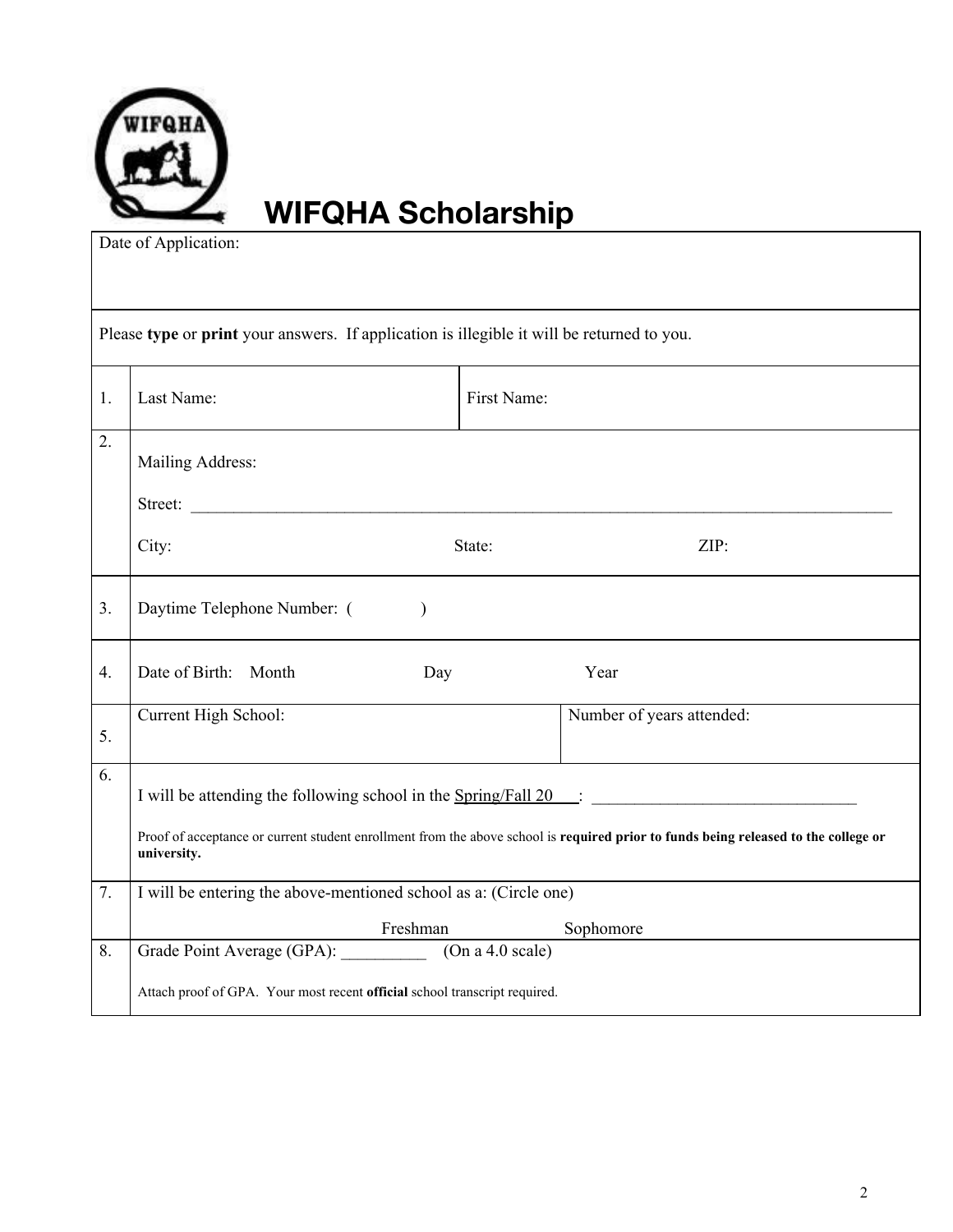# WIFQHA Scholarship

Date of Application:

Please **type** or **print** your answers. If application is illegible it will be returned to you.

| | | |
|---|---|---|
| 1. | Last Name: | First Name: |
| 2. | Mailing Address:<br><br>Street: ________________________________________________<br><br>City: State: ZIP: | |
| 3. | Daytime Telephone Number: ( ) | |
| 4. | Date of Birth: Month Day Year | |
| 5. | Current High School: | Number of years attended: |
| 6. | I will be attending the following school in the Spring/Fall 20___: _______________________________<br><br>Proof of acceptance or current student enrollment from the above school is **required prior to funds being released to the college or university.** | |
| 7. | I will be entering the above-mentioned school as a: (Circle one)<br><br>Freshman Sophomore | |
| 8. | Grade Point Average (GPA): __________ (On a 4.0 scale)<br><br>Attach proof of GPA. Your most recent **official** school transcript required. | |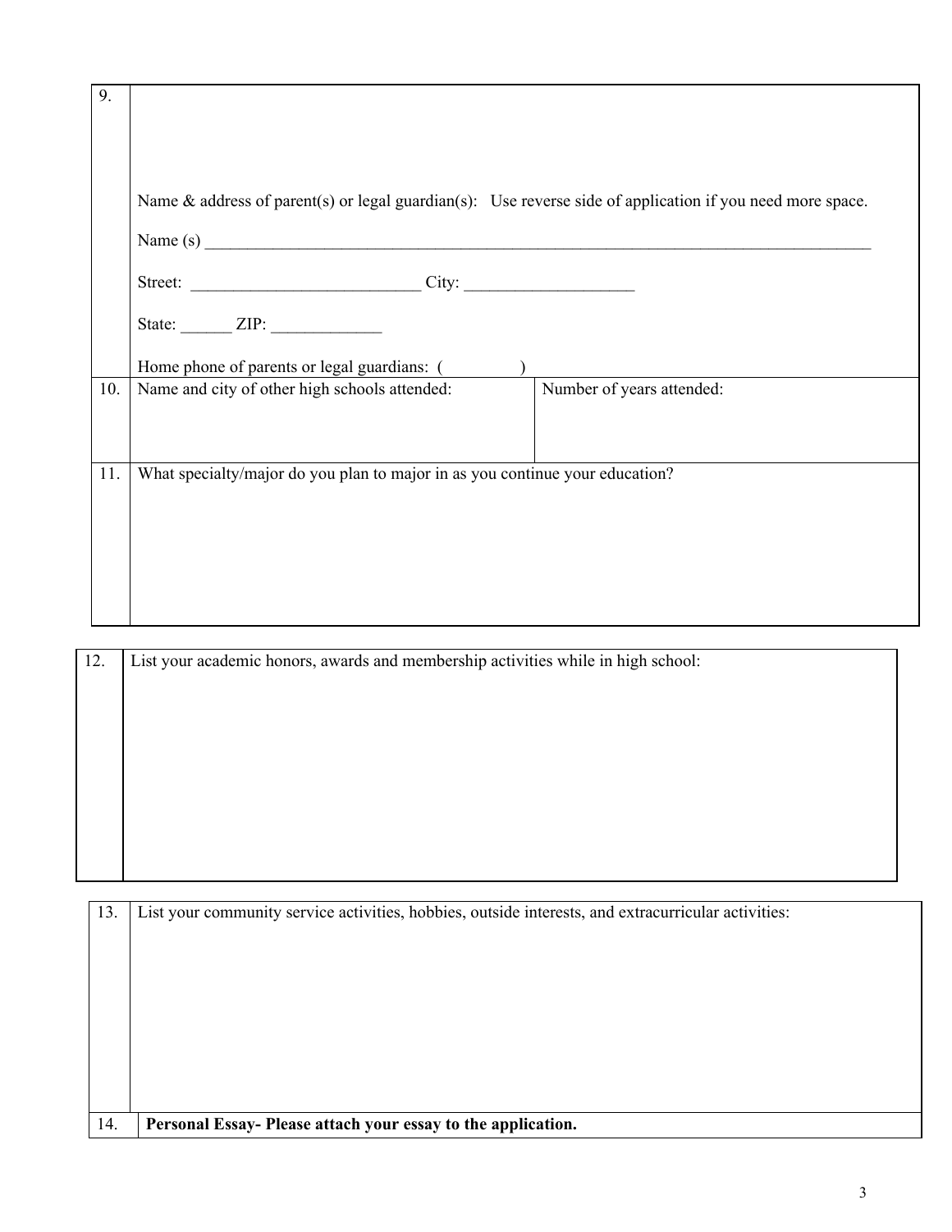| | |
|---|---|
| 9. | Name & address of parent(s) or legal guardian(s): Use reverse side of application if you need more space.<br><br>Name (s) ______________________________________________________________________________<br><br>Street: ___________________________ City: ____________________<br><br>State: ______ ZIP: _____________<br><br>Home phone of parents or legal guardians: (          ) |

| | | |
|---|---|---|
| 10. | Name and city of other high schools attended: | Number of years attended: |
| 11. | What specialty/major do you plan to major in as you continue your education? | |

| | |
|---|---|
| 12. | List your academic honors, awards and membership activities while in high school: |

| | |
|---|---|
| 13. | List your community service activities, hobbies, outside interests, and extracurricular activities: |
| 14. | **Personal Essay- Please attach your essay to the application.** |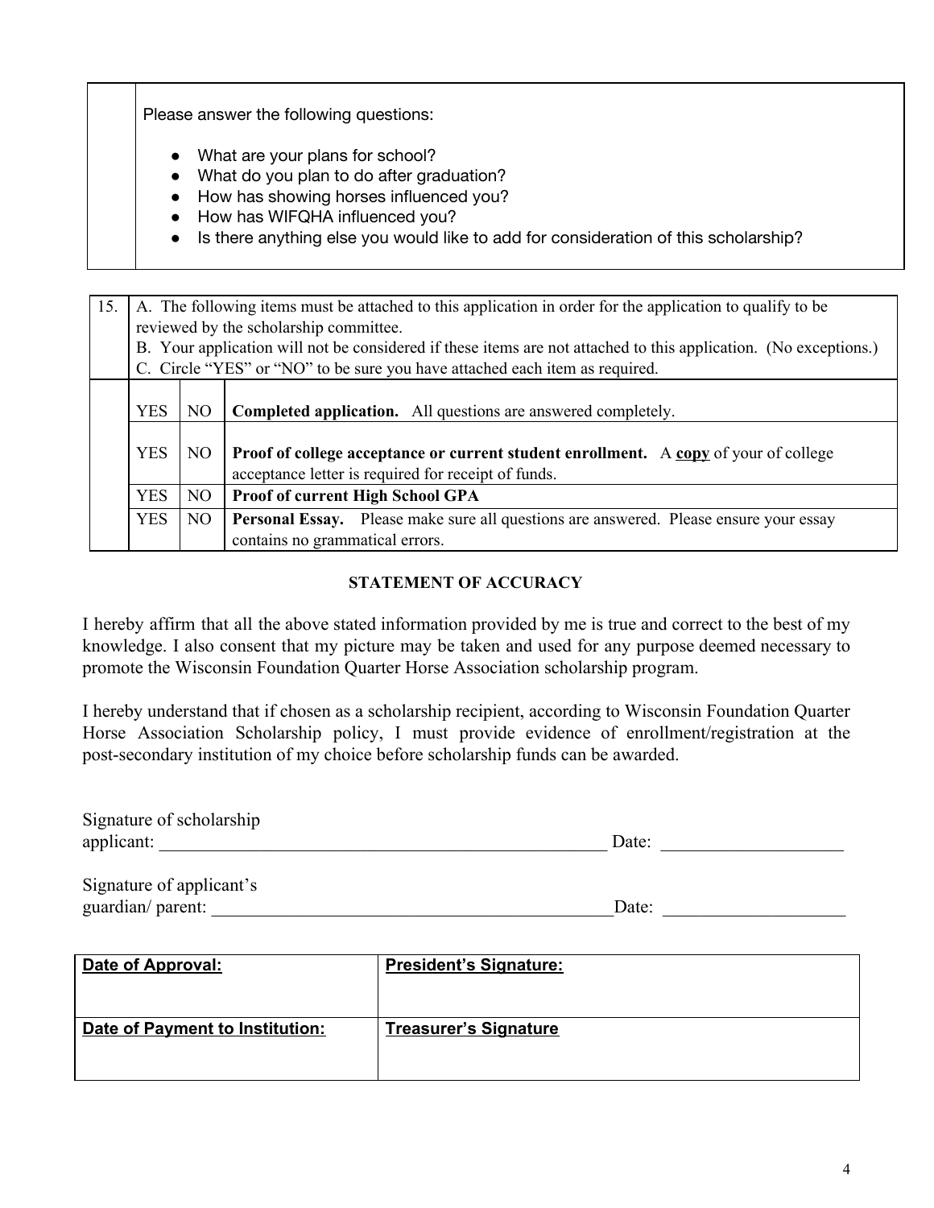| | |
|---|---|
| | Please answer the following questions:<br><br>● What are your plans for school?<br>● What do you plan to do after graduation?<br>● How has showing horses influenced you?<br>● How has WIFQHA influenced you?<br>● Is there anything else you would like to add for consideration of this scholarship? |

| | | | |
|---|---|---|---|
| 15. | A. The following items must be attached to this application in order for the application to qualify to be reviewed by the scholarship committee.<br>B. Your application will not be considered if these items are not attached to this application. (No exceptions.)<br>C. Circle "YES" or "NO" to be sure you have attached each item as required. | | |
| | YES | NO | **Completed application.** All questions are answered completely. |
| | YES | NO | **Proof of college acceptance or current student enrollment.** A **copy** of your of college acceptance letter is required for receipt of funds. |
| | YES | NO | **Proof of current High School GPA** |
| | YES | NO | **Personal Essay.** Please make sure all questions are answered. Please ensure your essay contains no grammatical errors. |

**STATEMENT OF ACCURACY**

I hereby affirm that all the above stated information provided by me is true and correct to the best of my knowledge. I also consent that my picture may be taken and used for any purpose deemed necessary to promote the Wisconsin Foundation Quarter Horse Association scholarship program.

I hereby understand that if chosen as a scholarship recipient, according to Wisconsin Foundation Quarter Horse Association Scholarship policy, I must provide evidence of enrollment/registration at the post-secondary institution of my choice before scholarship funds can be awarded.

Signature of scholarship applicant: ____________________________________________________ Date: ____________________

Signature of applicant's guardian/ parent: ______________________________________________Date: ____________________

| | |
|---|---|
| **Date of Approval:** | **President's Signature:** |
| **Date of Payment to Institution:** | **Treasurer's Signature** |